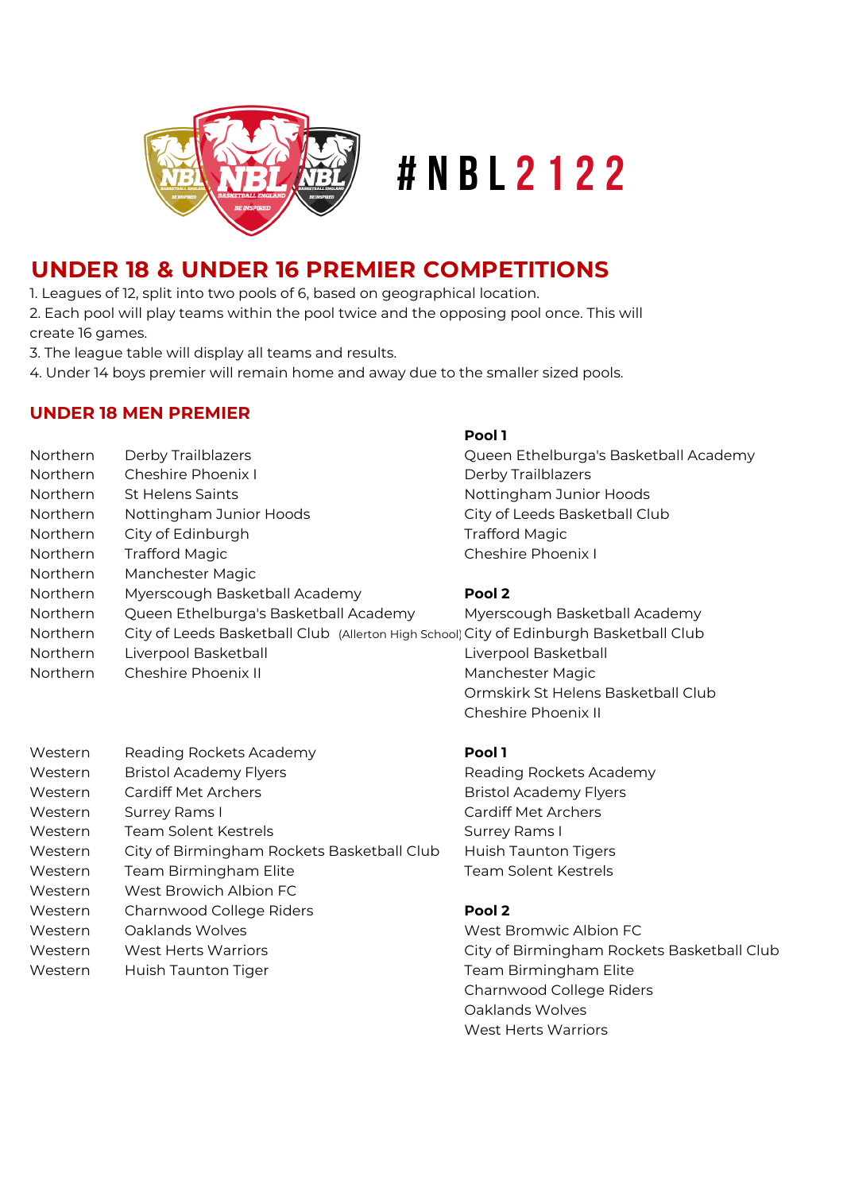# #NBL2122

## UNDER 18 & UNDER 16 PREMIER COMPETITIONS

1. Leagues of 12, split into two pools of 6, based on geographical location.
2. Each pool will play teams within the pool twice and the opposing pool once. This will create 16 games.
3. The league table will display all teams and results.
4. Under 14 boys premier will remain home and away due to the smaller sized pools.

### UNDER 18 MEN PREMIER

| Region | Team |
|---|---|
| Northern | Derby Trailblazers |
| Northern | Cheshire Phoenix I |
| Northern | St Helens Saints |
| Northern | Nottingham Junior Hoods |
| Northern | City of Edinburgh |
| Northern | Trafford Magic |
| Northern | Manchester Magic |
| Northern | Myerscough Basketball Academy |
| Northern | Queen Ethelburga's Basketball Academy |
| Northern | City of Leeds Basketball Club (Allerton High School) |
| Northern | Liverpool Basketball |
| Northern | Cheshire Phoenix II |

**Pool 1**

Queen Ethelburga's Basketball Academy
Derby Trailblazers
Nottingham Junior Hoods
City of Leeds Basketball Club
Trafford Magic
Cheshire Phoenix I

**Pool 2**

Myerscough Basketball Academy
City of Edinburgh Basketball Club
Liverpool Basketball
Manchester Magic
Ormskirk St Helens Basketball Club
Cheshire Phoenix II

| Region | Team |
|---|---|
| Western | Reading Rockets Academy |
| Western | Bristol Academy Flyers |
| Western | Cardiff Met Archers |
| Western | Surrey Rams I |
| Western | Team Solent Kestrels |
| Western | City of Birmingham Rockets Basketball Club |
| Western | Team Birmingham Elite |
| Western | West Browich Albion FC |
| Western | Charnwood College Riders |
| Western | Oaklands Wolves |
| Western | West Herts Warriors |
| Western | Huish Taunton Tiger |

**Pool 1**

Reading Rockets Academy
Bristol Academy Flyers
Cardiff Met Archers
Surrey Rams I
Huish Taunton Tigers
Team Solent Kestrels

**Pool 2**

West Bromwic Albion FC
City of Birmingham Rockets Basketball Club
Team Birmingham Elite
Charnwood College Riders
Oaklands Wolves
West Herts Warriors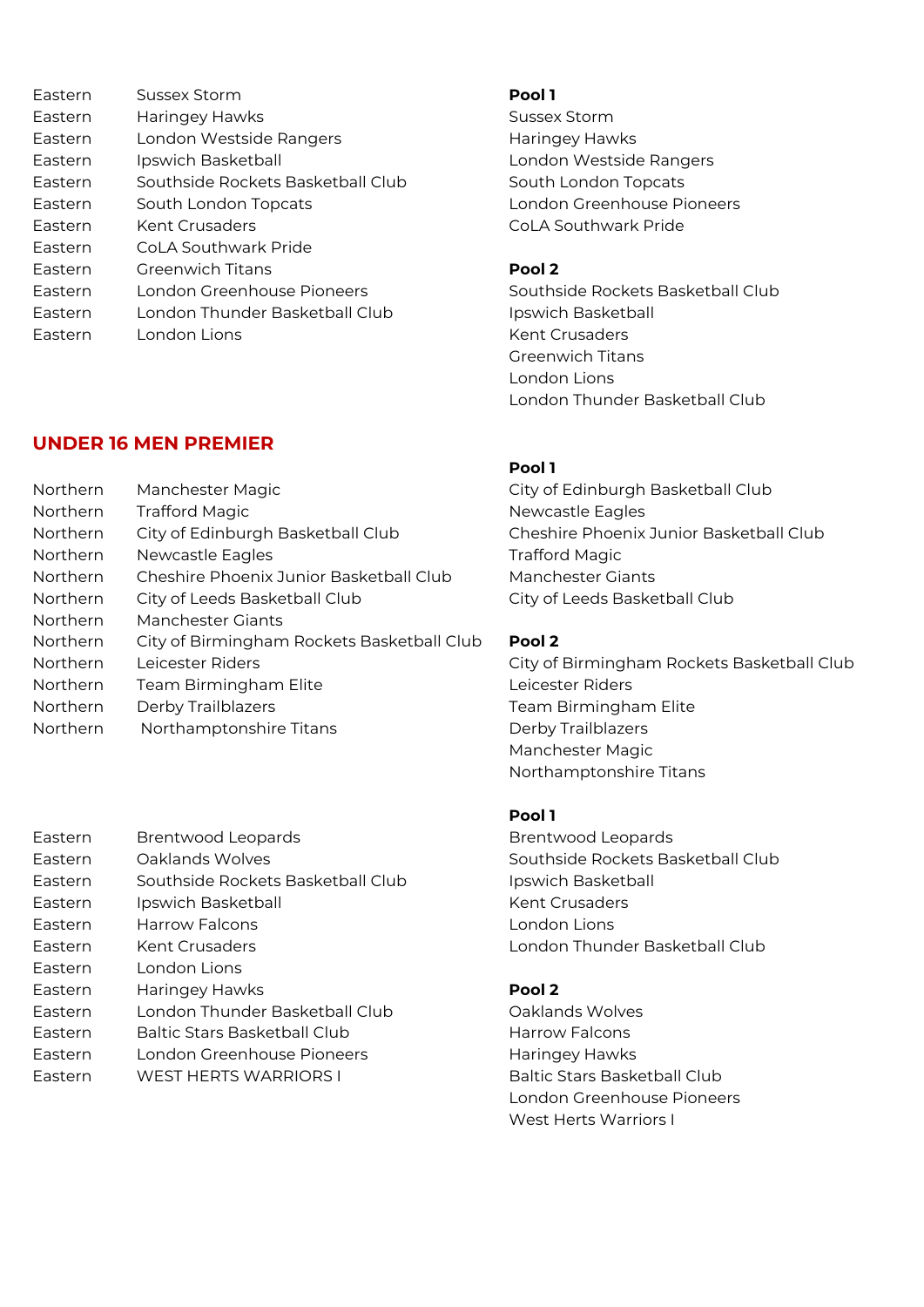| | | |
|---|---|---|
| Eastern | Sussex Storm | |
| Eastern | Haringey Hawks | |
| Eastern | London Westside Rangers | |
| Eastern | Ipswich Basketball | |
| Eastern | Southside Rockets Basketball Club | |
| Eastern | South London Topcats | |
| Eastern | Kent Crusaders | |
| Eastern | CoLA Southwark Pride | |
| Eastern | Greenwich Titans | |
| Eastern | London Greenhouse Pioneers | |
| Eastern | London Thunder Basketball Club | |
| Eastern | London Lions | |

**Pool 1**

Sussex Storm
Haringey Hawks
London Westside Rangers
South London Topcats
London Greenhouse Pioneers
CoLA Southwark Pride

**Pool 2**

Southside Rockets Basketball Club
Ipswich Basketball
Kent Crusaders
Greenwich Titans
London Lions
London Thunder Basketball Club

## UNDER 16 MEN PREMIER

| | |
|---|---|
| Northern | Manchester Magic |
| Northern | Trafford Magic |
| Northern | City of Edinburgh Basketball Club |
| Northern | Newcastle Eagles |
| Northern | Cheshire Phoenix Junior Basketball Club |
| Northern | City of Leeds Basketball Club |
| Northern | Manchester Giants |
| Northern | City of Birmingham Rockets Basketball Club |
| Northern | Leicester Riders |
| Northern | Team Birmingham Elite |
| Northern | Derby Trailblazers |
| Northern | Northamptonshire Titans |

**Pool 1**

City of Edinburgh Basketball Club
Newcastle Eagles
Cheshire Phoenix Junior Basketball Club
Trafford Magic
Manchester Giants
City of Leeds Basketball Club

**Pool 2**

City of Birmingham Rockets Basketball Club
Leicester Riders
Team Birmingham Elite
Derby Trailblazers
Manchester Magic
Northamptonshire Titans

| | |
|---|---|
| Eastern | Brentwood Leopards |
| Eastern | Oaklands Wolves |
| Eastern | Southside Rockets Basketball Club |
| Eastern | Ipswich Basketball |
| Eastern | Harrow Falcons |
| Eastern | Kent Crusaders |
| Eastern | London Lions |
| Eastern | Haringey Hawks |
| Eastern | London Thunder Basketball Club |
| Eastern | Baltic Stars Basketball Club |
| Eastern | London Greenhouse Pioneers |
| Eastern | WEST HERTS WARRIORS I |

**Pool 1**

Brentwood Leopards
Southside Rockets Basketball Club
Ipswich Basketball
Kent Crusaders
London Lions
London Thunder Basketball Club

**Pool 2**

Oaklands Wolves
Harrow Falcons
Haringey Hawks
Baltic Stars Basketball Club
London Greenhouse Pioneers
West Herts Warriors I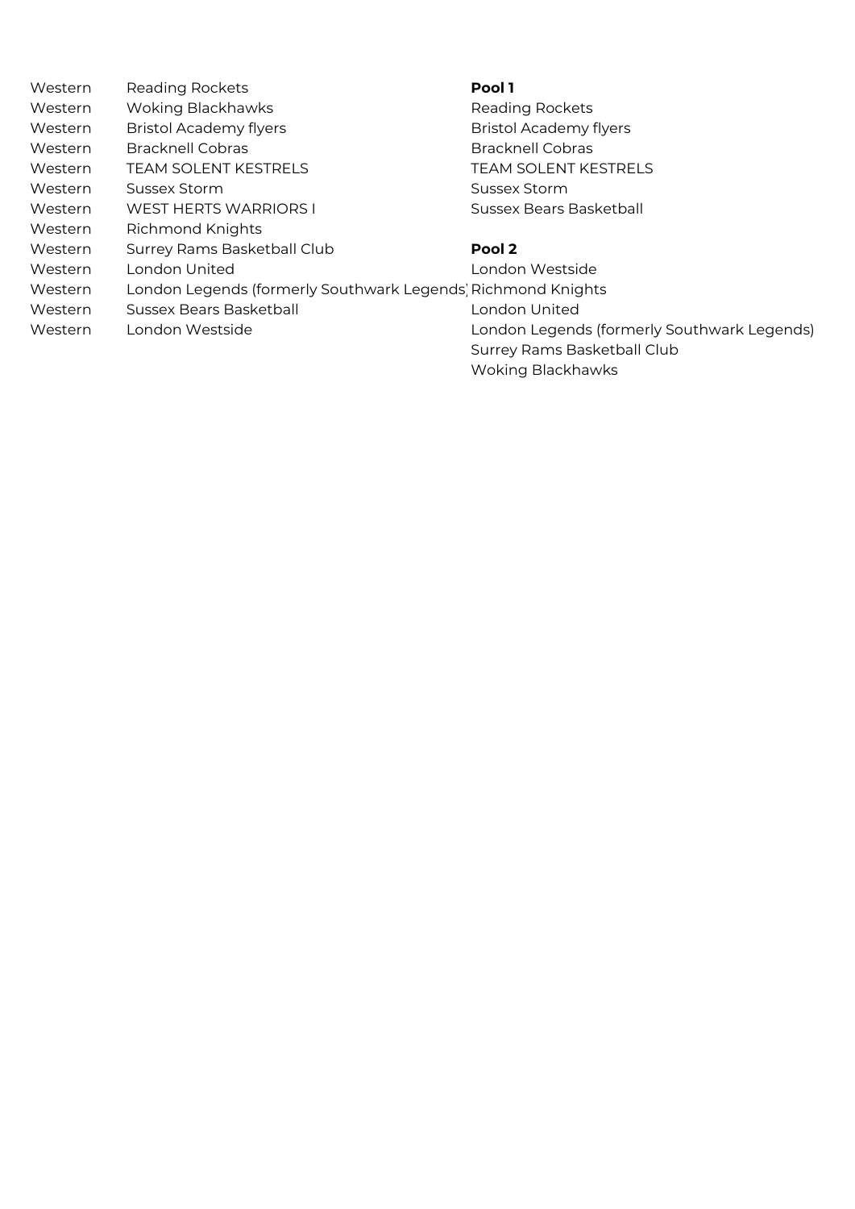| | |
|---|---|
| Western | Reading Rockets |
| Western | Woking Blackhawks |
| Western | Bristol Academy flyers |
| Western | Bracknell Cobras |
| Western | TEAM SOLENT KESTRELS |
| Western | Sussex Storm |
| Western | WEST HERTS WARRIORS I |
| Western | Richmond Knights |
| Western | Surrey Rams Basketball Club |
| Western | London United |
| Western | London Legends (formerly Southwark Legends) |
| Western | Sussex Bears Basketball |
| Western | London Westside |

**Pool 1**

Reading Rockets
Bristol Academy flyers
Bracknell Cobras
TEAM SOLENT KESTRELS
Sussex Storm
Sussex Bears Basketball

**Pool 2**

London Westside
Richmond Knights
London United
London Legends (formerly Southwark Legends)
Surrey Rams Basketball Club
Woking Blackhawks